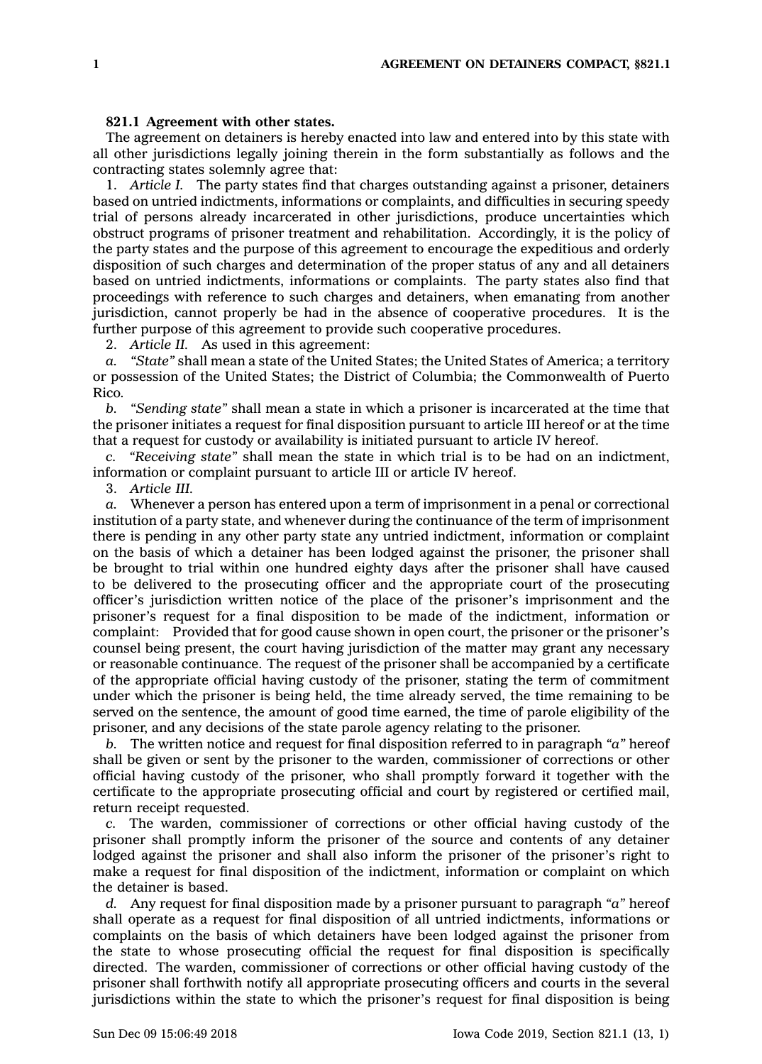**821.1 Agreement with other states.**

The agreement on detainers is hereby enacted into law and entered into by this state with all other jurisdictions legally joining therein in the form substantially as follows and the contracting states solemnly agree that:

1. *Article I.* The party states find that charges outstanding against a prisoner, detainers based on untried indictments, informations or complaints, and difficulties in securing speedy trial of persons already incarcerated in other jurisdictions, produce uncertainties which obstruct programs of prisoner treatment and rehabilitation. Accordingly, it is the policy of the party states and the purpose of this agreement to encourage the expeditious and orderly disposition of such charges and determination of the proper status of any and all detainers based on untried indictments, informations or complaints. The party states also find that proceedings with reference to such charges and detainers, when emanating from another jurisdiction, cannot properly be had in the absence of cooperative procedures. It is the further purpose of this agreement to provide such cooperative procedures.

2. *Article II.* As used in this agreement:

*a.* *"State"* shall mean a state of the United States; the United States of America; a territory or possession of the United States; the District of Columbia; the Commonwealth of Puerto Rico.

*b.* *"Sending state"* shall mean a state in which a prisoner is incarcerated at the time that the prisoner initiates a request for final disposition pursuant to article III hereof or at the time that a request for custody or availability is initiated pursuant to article IV hereof.

*c.* *"Receiving state"* shall mean the state in which trial is to be had on an indictment, information or complaint pursuant to article III or article IV hereof.

3. *Article III.*

*a.* Whenever a person has entered upon a term of imprisonment in a penal or correctional institution of a party state, and whenever during the continuance of the term of imprisonment there is pending in any other party state any untried indictment, information or complaint on the basis of which a detainer has been lodged against the prisoner, the prisoner shall be brought to trial within one hundred eighty days after the prisoner shall have caused to be delivered to the prosecuting officer and the appropriate court of the prosecuting officer's jurisdiction written notice of the place of the prisoner's imprisonment and the prisoner's request for a final disposition to be made of the indictment, information or complaint: Provided that for good cause shown in open court, the prisoner or the prisoner's counsel being present, the court having jurisdiction of the matter may grant any necessary or reasonable continuance. The request of the prisoner shall be accompanied by a certificate of the appropriate official having custody of the prisoner, stating the term of commitment under which the prisoner is being held, the time already served, the time remaining to be served on the sentence, the amount of good time earned, the time of parole eligibility of the prisoner, and any decisions of the state parole agency relating to the prisoner.

*b.* The written notice and request for final disposition referred to in paragraph *"a"* hereof shall be given or sent by the prisoner to the warden, commissioner of corrections or other official having custody of the prisoner, who shall promptly forward it together with the certificate to the appropriate prosecuting official and court by registered or certified mail, return receipt requested.

*c.* The warden, commissioner of corrections or other official having custody of the prisoner shall promptly inform the prisoner of the source and contents of any detainer lodged against the prisoner and shall also inform the prisoner of the prisoner's right to make a request for final disposition of the indictment, information or complaint on which the detainer is based.

*d.* Any request for final disposition made by a prisoner pursuant to paragraph *"a"* hereof shall operate as a request for final disposition of all untried indictments, informations or complaints on the basis of which detainers have been lodged against the prisoner from the state to whose prosecuting official the request for final disposition is specifically directed. The warden, commissioner of corrections or other official having custody of the prisoner shall forthwith notify all appropriate prosecuting officers and courts in the several jurisdictions within the state to which the prisoner's request for final disposition is being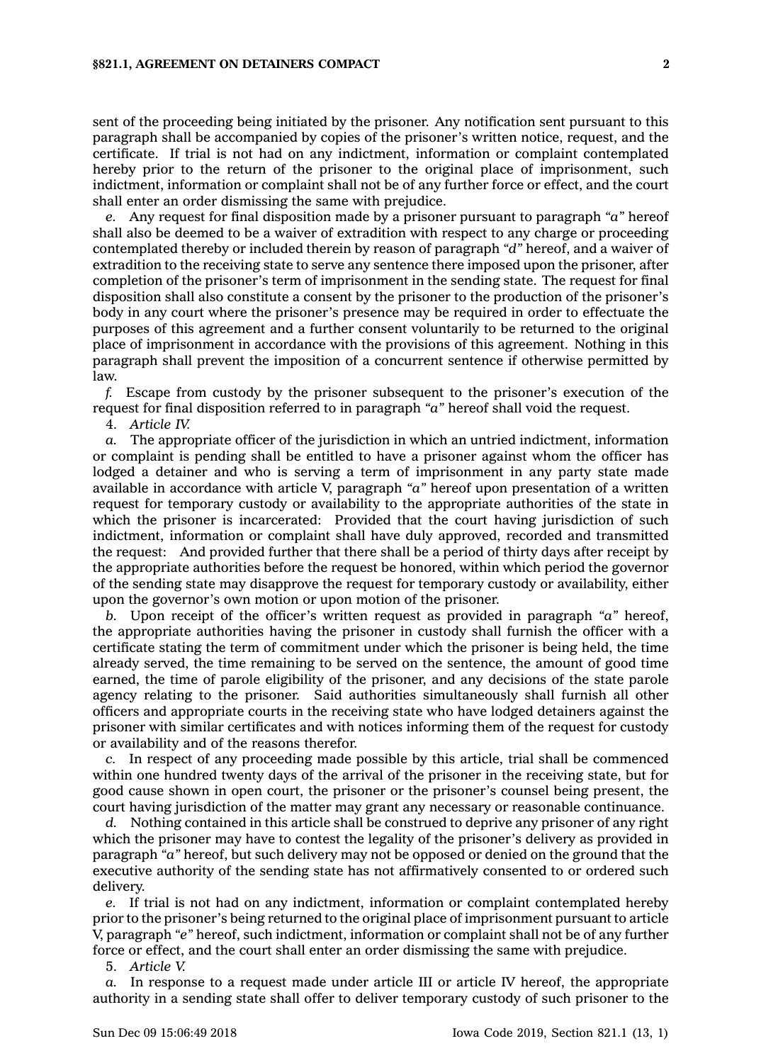sent of the proceeding being initiated by the prisoner. Any notification sent pursuant to this paragraph shall be accompanied by copies of the prisoner's written notice, request, and the certificate. If trial is not had on any indictment, information or complaint contemplated hereby prior to the return of the prisoner to the original place of imprisonment, such indictment, information or complaint shall not be of any further force or effect, and the court shall enter an order dismissing the same with prejudice.

*e.* Any request for final disposition made by a prisoner pursuant to paragraph *"a"* hereof shall also be deemed to be a waiver of extradition with respect to any charge or proceeding contemplated thereby or included therein by reason of paragraph *"d"* hereof, and a waiver of extradition to the receiving state to serve any sentence there imposed upon the prisoner, after completion of the prisoner's term of imprisonment in the sending state. The request for final disposition shall also constitute a consent by the prisoner to the production of the prisoner's body in any court where the prisoner's presence may be required in order to effectuate the purposes of this agreement and a further consent voluntarily to be returned to the original place of imprisonment in accordance with the provisions of this agreement. Nothing in this paragraph shall prevent the imposition of a concurrent sentence if otherwise permitted by law.

*f.* Escape from custody by the prisoner subsequent to the prisoner's execution of the request for final disposition referred to in paragraph *"a"* hereof shall void the request.

4. *Article IV.*

*a.* The appropriate officer of the jurisdiction in which an untried indictment, information or complaint is pending shall be entitled to have a prisoner against whom the officer has lodged a detainer and who is serving a term of imprisonment in any party state made available in accordance with article V, paragraph *"a"* hereof upon presentation of a written request for temporary custody or availability to the appropriate authorities of the state in which the prisoner is incarcerated: Provided that the court having jurisdiction of such indictment, information or complaint shall have duly approved, recorded and transmitted the request: And provided further that there shall be a period of thirty days after receipt by the appropriate authorities before the request be honored, within which period the governor of the sending state may disapprove the request for temporary custody or availability, either upon the governor's own motion or upon motion of the prisoner.

*b.* Upon receipt of the officer's written request as provided in paragraph *"a"* hereof, the appropriate authorities having the prisoner in custody shall furnish the officer with a certificate stating the term of commitment under which the prisoner is being held, the time already served, the time remaining to be served on the sentence, the amount of good time earned, the time of parole eligibility of the prisoner, and any decisions of the state parole agency relating to the prisoner. Said authorities simultaneously shall furnish all other officers and appropriate courts in the receiving state who have lodged detainers against the prisoner with similar certificates and with notices informing them of the request for custody or availability and of the reasons therefor.

*c.* In respect of any proceeding made possible by this article, trial shall be commenced within one hundred twenty days of the arrival of the prisoner in the receiving state, but for good cause shown in open court, the prisoner or the prisoner's counsel being present, the court having jurisdiction of the matter may grant any necessary or reasonable continuance.

*d.* Nothing contained in this article shall be construed to deprive any prisoner of any right which the prisoner may have to contest the legality of the prisoner's delivery as provided in paragraph *"a"* hereof, but such delivery may not be opposed or denied on the ground that the executive authority of the sending state has not affirmatively consented to or ordered such delivery.

*e.* If trial is not had on any indictment, information or complaint contemplated hereby prior to the prisoner's being returned to the original place of imprisonment pursuant to article V, paragraph *"e"* hereof, such indictment, information or complaint shall not be of any further force or effect, and the court shall enter an order dismissing the same with prejudice.

5. *Article V.*

*a.* In response to a request made under article III or article IV hereof, the appropriate authority in a sending state shall offer to deliver temporary custody of such prisoner to the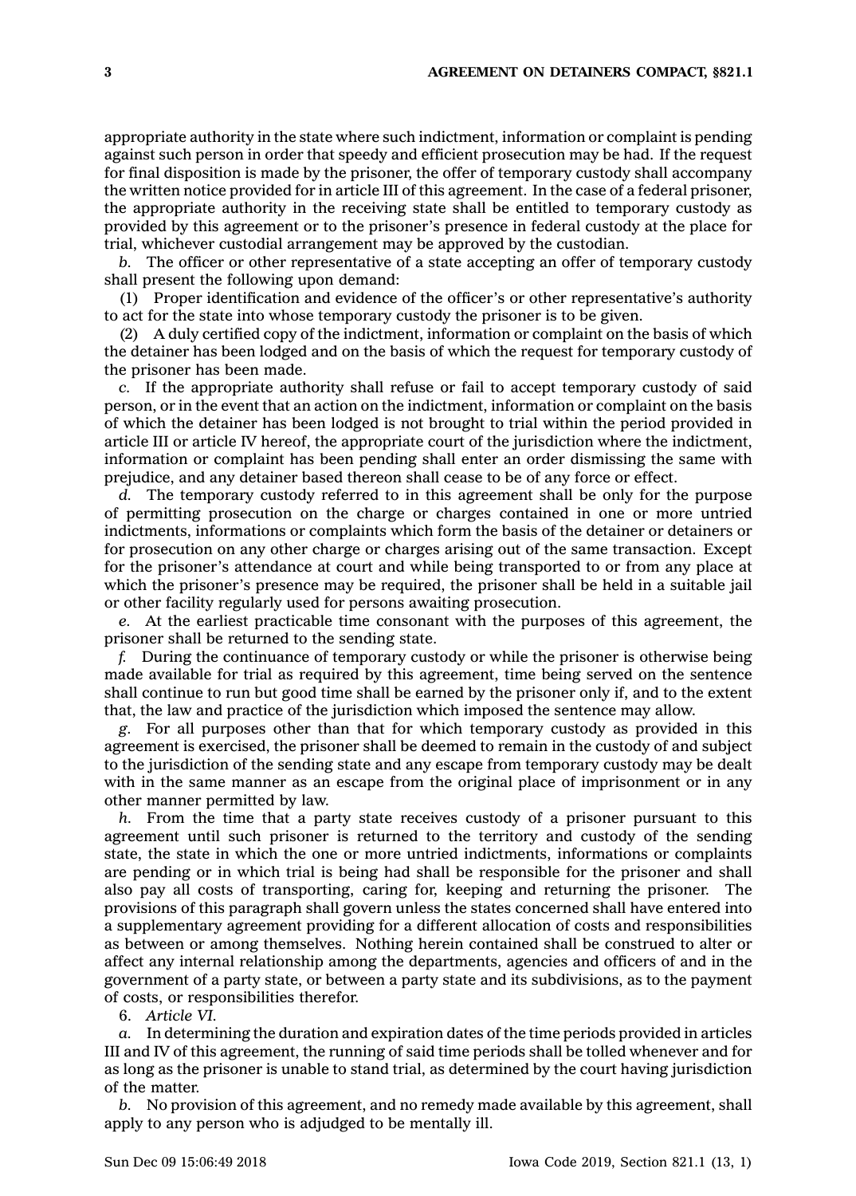appropriate authority in the state where such indictment, information or complaint is pending against such person in order that speedy and efficient prosecution may be had. If the request for final disposition is made by the prisoner, the offer of temporary custody shall accompany the written notice provided for in article III of this agreement. In the case of a federal prisoner, the appropriate authority in the receiving state shall be entitled to temporary custody as provided by this agreement or to the prisoner's presence in federal custody at the place for trial, whichever custodial arrangement may be approved by the custodian.

*b.* The officer or other representative of a state accepting an offer of temporary custody shall present the following upon demand:

(1) Proper identification and evidence of the officer's or other representative's authority to act for the state into whose temporary custody the prisoner is to be given.

(2) A duly certified copy of the indictment, information or complaint on the basis of which the detainer has been lodged and on the basis of which the request for temporary custody of the prisoner has been made.

*c.* If the appropriate authority shall refuse or fail to accept temporary custody of said person, or in the event that an action on the indictment, information or complaint on the basis of which the detainer has been lodged is not brought to trial within the period provided in article III or article IV hereof, the appropriate court of the jurisdiction where the indictment, information or complaint has been pending shall enter an order dismissing the same with prejudice, and any detainer based thereon shall cease to be of any force or effect.

*d.* The temporary custody referred to in this agreement shall be only for the purpose of permitting prosecution on the charge or charges contained in one or more untried indictments, informations or complaints which form the basis of the detainer or detainers or for prosecution on any other charge or charges arising out of the same transaction. Except for the prisoner's attendance at court and while being transported to or from any place at which the prisoner's presence may be required, the prisoner shall be held in a suitable jail or other facility regularly used for persons awaiting prosecution.

*e.* At the earliest practicable time consonant with the purposes of this agreement, the prisoner shall be returned to the sending state.

*f.* During the continuance of temporary custody or while the prisoner is otherwise being made available for trial as required by this agreement, time being served on the sentence shall continue to run but good time shall be earned by the prisoner only if, and to the extent that, the law and practice of the jurisdiction which imposed the sentence may allow.

*g.* For all purposes other than that for which temporary custody as provided in this agreement is exercised, the prisoner shall be deemed to remain in the custody of and subject to the jurisdiction of the sending state and any escape from temporary custody may be dealt with in the same manner as an escape from the original place of imprisonment or in any other manner permitted by law.

*h.* From the time that a party state receives custody of a prisoner pursuant to this agreement until such prisoner is returned to the territory and custody of the sending state, the state in which the one or more untried indictments, informations or complaints are pending or in which trial is being had shall be responsible for the prisoner and shall also pay all costs of transporting, caring for, keeping and returning the prisoner. The provisions of this paragraph shall govern unless the states concerned shall have entered into a supplementary agreement providing for a different allocation of costs and responsibilities as between or among themselves. Nothing herein contained shall be construed to alter or affect any internal relationship among the departments, agencies and officers of and in the government of a party state, or between a party state and its subdivisions, as to the payment of costs, or responsibilities therefor.

6. *Article VI.*

*a.* In determining the duration and expiration dates of the time periods provided in articles III and IV of this agreement, the running of said time periods shall be tolled whenever and for as long as the prisoner is unable to stand trial, as determined by the court having jurisdiction of the matter.

*b.* No provision of this agreement, and no remedy made available by this agreement, shall apply to any person who is adjudged to be mentally ill.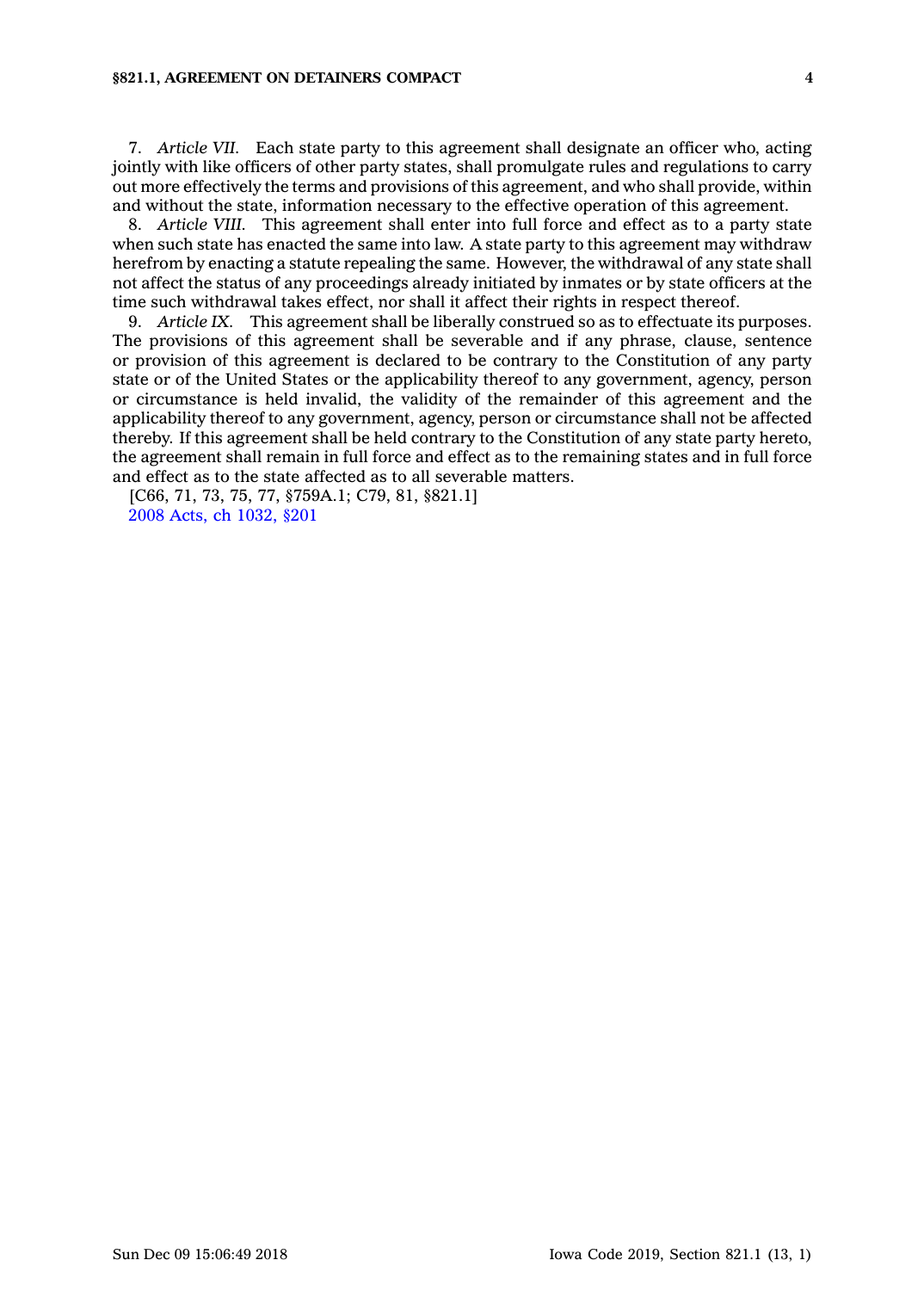7. *Article VII.* Each state party to this agreement shall designate an officer who, acting jointly with like officers of other party states, shall promulgate rules and regulations to carry out more effectively the terms and provisions of this agreement, and who shall provide, within and without the state, information necessary to the effective operation of this agreement.

8. *Article VIII.* This agreement shall enter into full force and effect as to a party state when such state has enacted the same into law. A state party to this agreement may withdraw herefrom by enacting a statute repealing the same. However, the withdrawal of any state shall not affect the status of any proceedings already initiated by inmates or by state officers at the time such withdrawal takes effect, nor shall it affect their rights in respect thereof.

9. *Article IX.* This agreement shall be liberally construed so as to effectuate its purposes. The provisions of this agreement shall be severable and if any phrase, clause, sentence or provision of this agreement is declared to be contrary to the Constitution of any party state or of the United States or the applicability thereof to any government, agency, person or circumstance is held invalid, the validity of the remainder of this agreement and the applicability thereof to any government, agency, person or circumstance shall not be affected thereby. If this agreement shall be held contrary to the Constitution of any state party hereto, the agreement shall remain in full force and effect as to the remaining states and in full force and effect as to the state affected as to all severable matters.

[C66, 71, 73, 75, 77, §759A.1; C79, 81, §821.1]

2008 Acts, ch 1032, §201